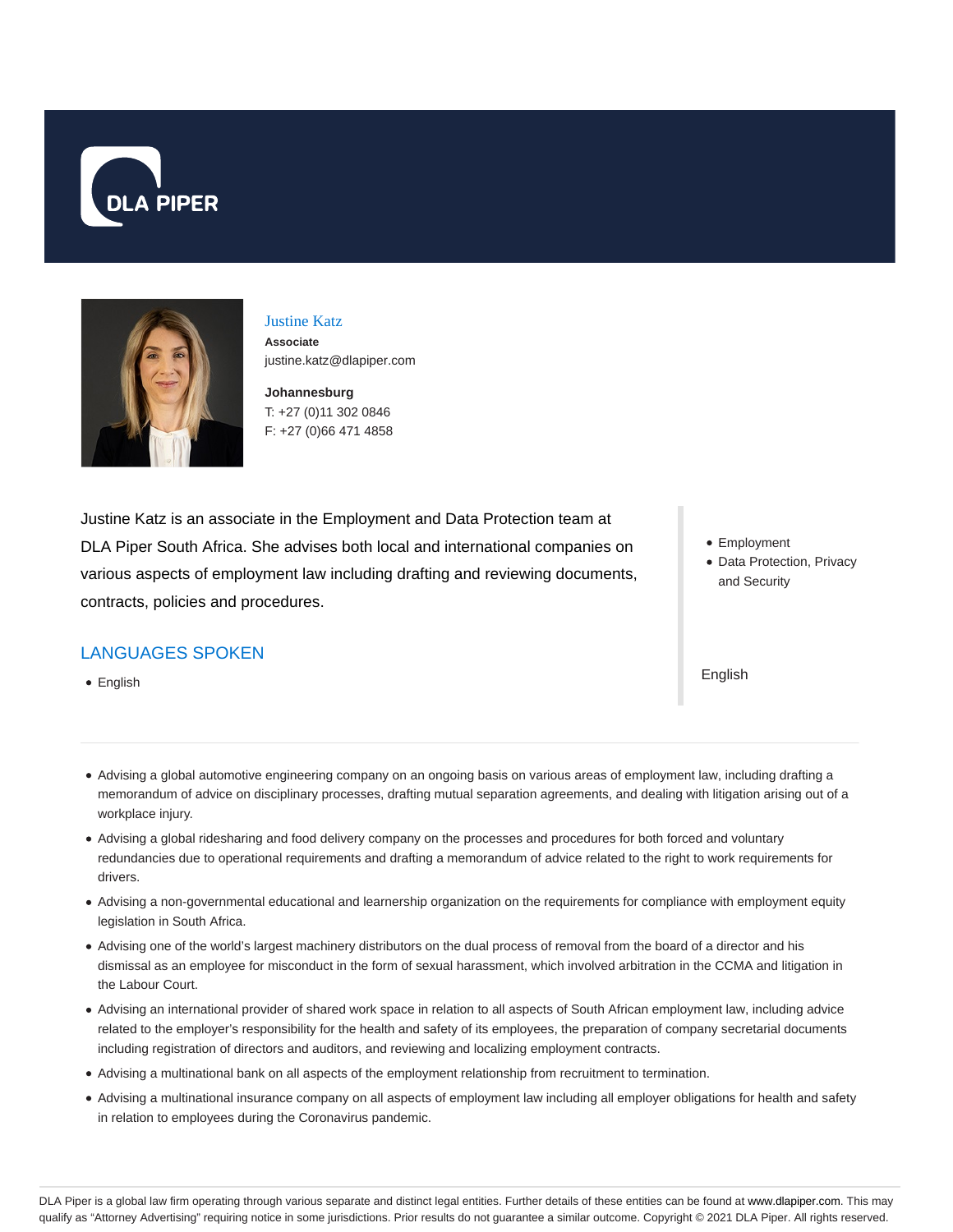DLA PIPER

# Justine Katz

**Associate**

justine.katz@dlapiper.com

**Johannesburg**

T: +27 (0)11 302 0846

F: +27 (0)66 471 4858

Justine Katz is an associate in the Employment and Data Protection team at DLA Piper South Africa. She advises both local and international companies on various aspects of employment law including drafting and reviewing documents, contracts, policies and procedures.

- Employment
- Data Protection, Privacy and Security

## LANGUAGES SPOKEN

- English

English

- Advising a global automotive engineering company on an ongoing basis on various areas of employment law, including drafting a memorandum of advice on disciplinary processes, drafting mutual separation agreements, and dealing with litigation arising out of a workplace injury.
- Advising a global ridesharing and food delivery company on the processes and procedures for both forced and voluntary redundancies due to operational requirements and drafting a memorandum of advice related to the right to work requirements for drivers.
- Advising a non-governmental educational and learnership organization on the requirements for compliance with employment equity legislation in South Africa.
- Advising one of the world's largest machinery distributors on the dual process of removal from the board of a director and his dismissal as an employee for misconduct in the form of sexual harassment, which involved arbitration in the CCMA and litigation in the Labour Court.
- Advising an international provider of shared work space in relation to all aspects of South African employment law, including advice related to the employer's responsibility for the health and safety of its employees, the preparation of company secretarial documents including registration of directors and auditors, and reviewing and localizing employment contracts.
- Advising a multinational bank on all aspects of the employment relationship from recruitment to termination.
- Advising a multinational insurance company on all aspects of employment law including all employer obligations for health and safety in relation to employees during the Coronavirus pandemic.

DLA Piper is a global law firm operating through various separate and distinct legal entities. Further details of these entities can be found at www.dlapiper.com. This may qualify as "Attorney Advertising" requiring notice in some jurisdictions. Prior results do not guarantee a similar outcome. Copyright © 2021 DLA Piper. All rights reserved.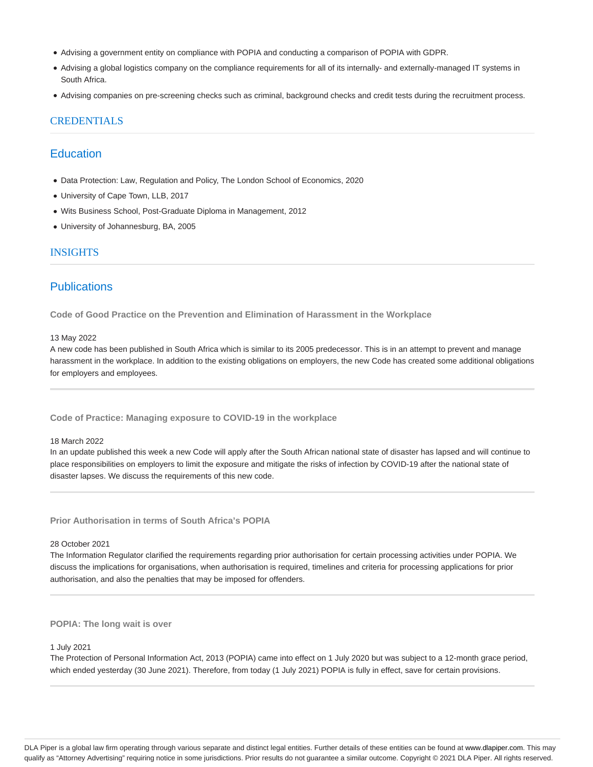- Advising a government entity on compliance with POPIA and conducting a comparison of POPIA with GDPR.
- Advising a global logistics company on the compliance requirements for all of its internally- and externally-managed IT systems in South Africa.
- Advising companies on pre-screening checks such as criminal, background checks and credit tests during the recruitment process.

## CREDENTIALS

### Education

- Data Protection: Law, Regulation and Policy, The London School of Economics, 2020
- University of Cape Town, LLB, 2017
- Wits Business School, Post-Graduate Diploma in Management, 2012
- University of Johannesburg, BA, 2005

## INSIGHTS

### Publications

**Code of Good Practice on the Prevention and Elimination of Harassment in the Workplace**

13 May 2022
A new code has been published in South Africa which is similar to its 2005 predecessor. This is in an attempt to prevent and manage harassment in the workplace. In addition to the existing obligations on employers, the new Code has created some additional obligations for employers and employees.

**Code of Practice: Managing exposure to COVID-19 in the workplace**

18 March 2022
In an update published this week a new Code will apply after the South African national state of disaster has lapsed and will continue to place responsibilities on employers to limit the exposure and mitigate the risks of infection by COVID-19 after the national state of disaster lapses. We discuss the requirements of this new code.

**Prior Authorisation in terms of South Africa's POPIA**

28 October 2021
The Information Regulator clarified the requirements regarding prior authorisation for certain processing activities under POPIA. We discuss the implications for organisations, when authorisation is required, timelines and criteria for processing applications for prior authorisation, and also the penalties that may be imposed for offenders.

**POPIA: The long wait is over**

1 July 2021
The Protection of Personal Information Act, 2013 (POPIA) came into effect on 1 July 2020 but was subject to a 12-month grace period, which ended yesterday (30 June 2021). Therefore, from today (1 July 2021) POPIA is fully in effect, save for certain provisions.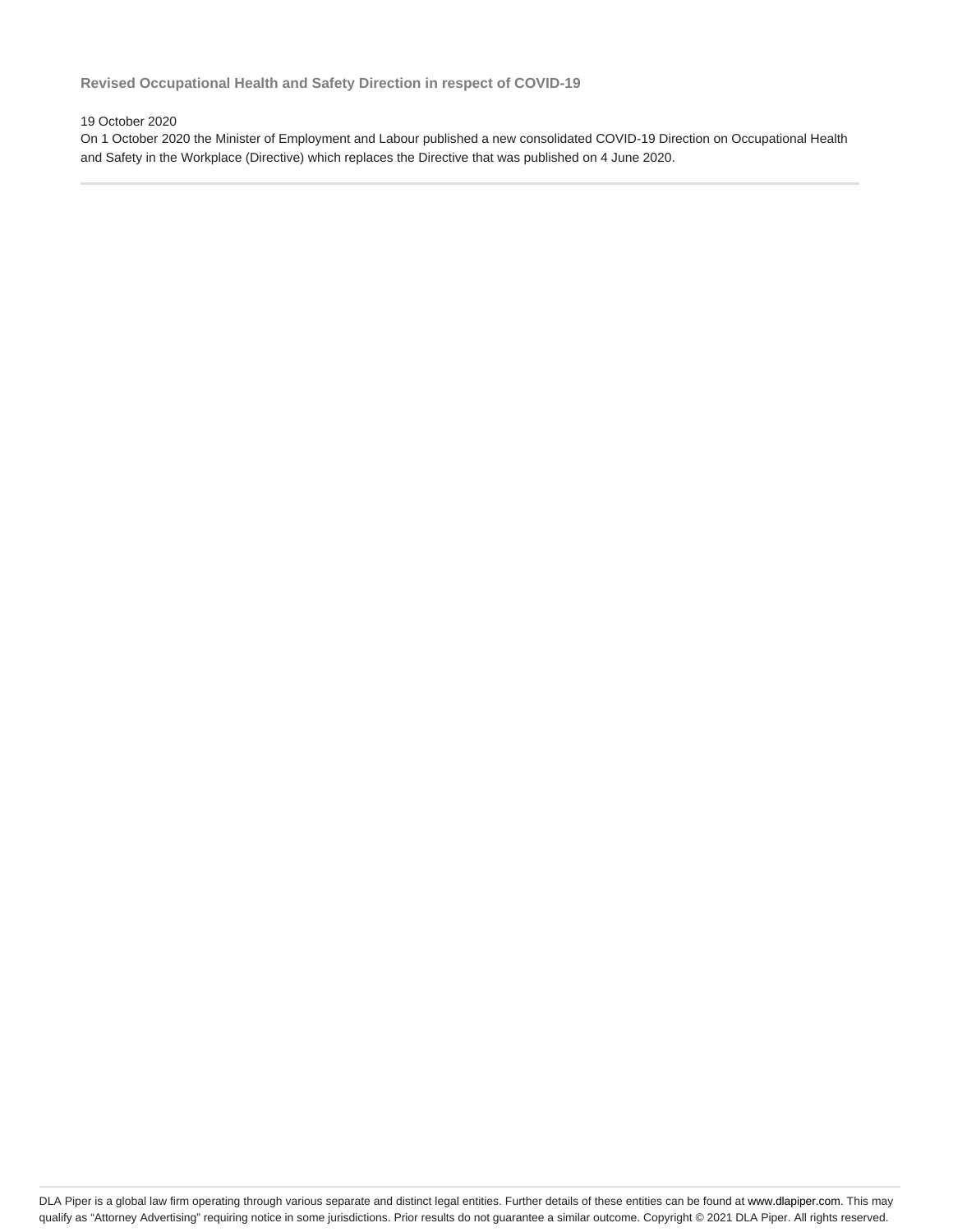**Revised Occupational Health and Safety Direction in respect of COVID-19**

19 October 2020

On 1 October 2020 the Minister of Employment and Labour published a new consolidated COVID-19 Direction on Occupational Health and Safety in the Workplace (Directive) which replaces the Directive that was published on 4 June 2020.

---

DLA Piper is a global law firm operating through various separate and distinct legal entities. Further details of these entities can be found at www.dlapiper.com. This may qualify as "Attorney Advertising" requiring notice in some jurisdictions. Prior results do not guarantee a similar outcome. Copyright © 2021 DLA Piper. All rights reserved.